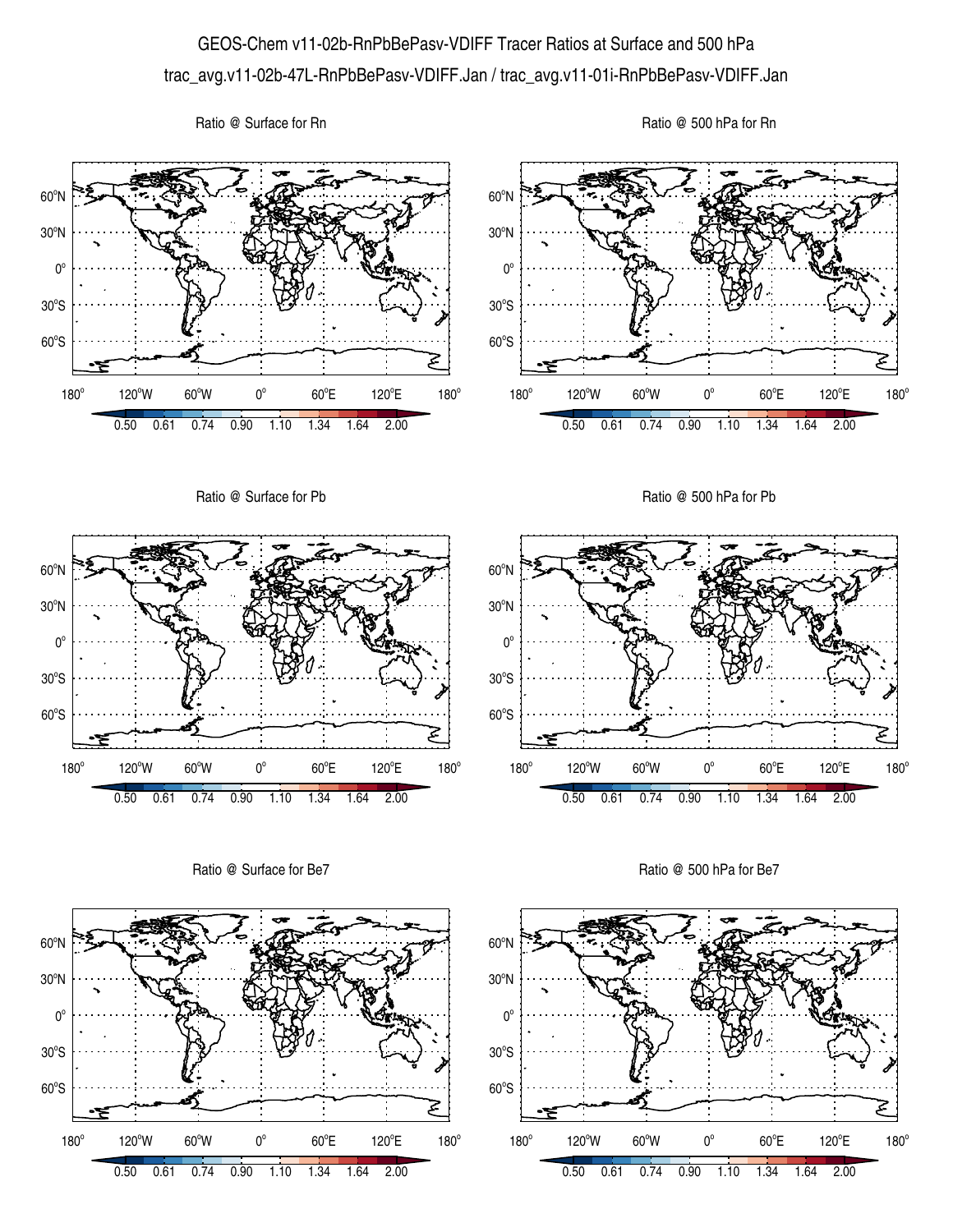# GEOS-Chem v11-02b-RnPbBePasv-VDIFF Tracer Ratios at Surface and 500 hPa

trac_avg.v11-02b-47L-RnPbBePasv-VDIFF.Jan / trac_avg.v11-01i-RnPbBePasv-VDIFF.Jan

Ratio @ Surface for Rn

Ratio @ 500 hPa for Rn

Ratio @ Surface for Pb

Ratio @ 500 hPa for Pb

Ratio @ Surface for Be7

Ratio @ 500 hPa for Be7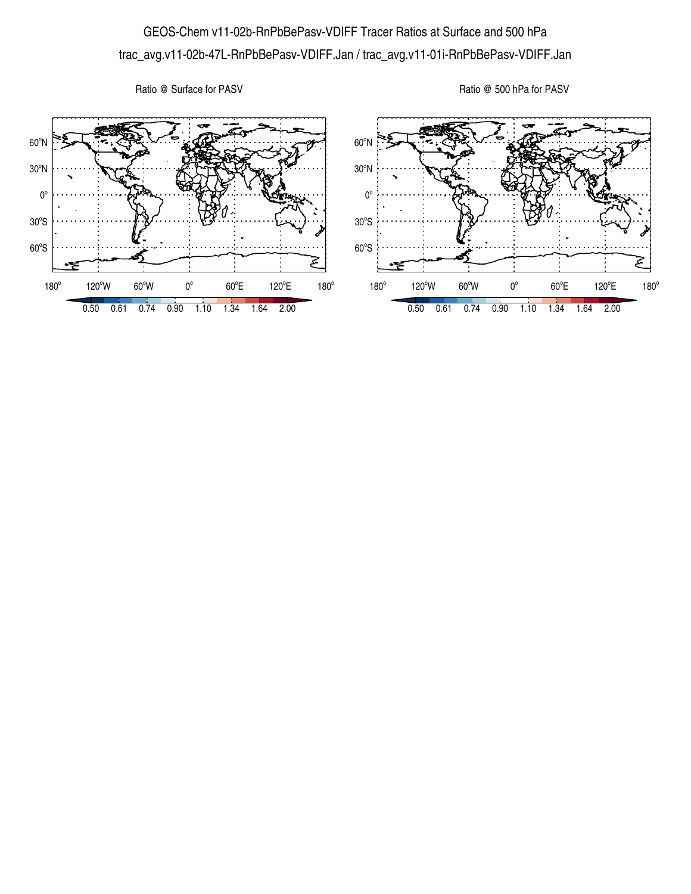GEOS-Chem v11-02b-RnPbBePasv-VDIFF Tracer Ratios at Surface and 500 hPa

trac_avg.v11-02b-47L-RnPbBePasv-VDIFF.Jan / trac_avg.v11-01i-RnPbBePasv-VDIFF.Jan

Ratio @ Surface for PASV

60°N
30°N
0°
30°S
60°S

180° 120°W 60°W 0° 60°E 120°E 180°

0.50 0.61 0.74 0.90 1.10 1.34 1.64 2.00

Ratio @ 500 hPa for PASV

60°N
30°N
0°
30°S
60°S

180° 120°W 60°W 0° 60°E 120°E 180°

0.50 0.61 0.74 0.90 1.10 1.34 1.64 2.00